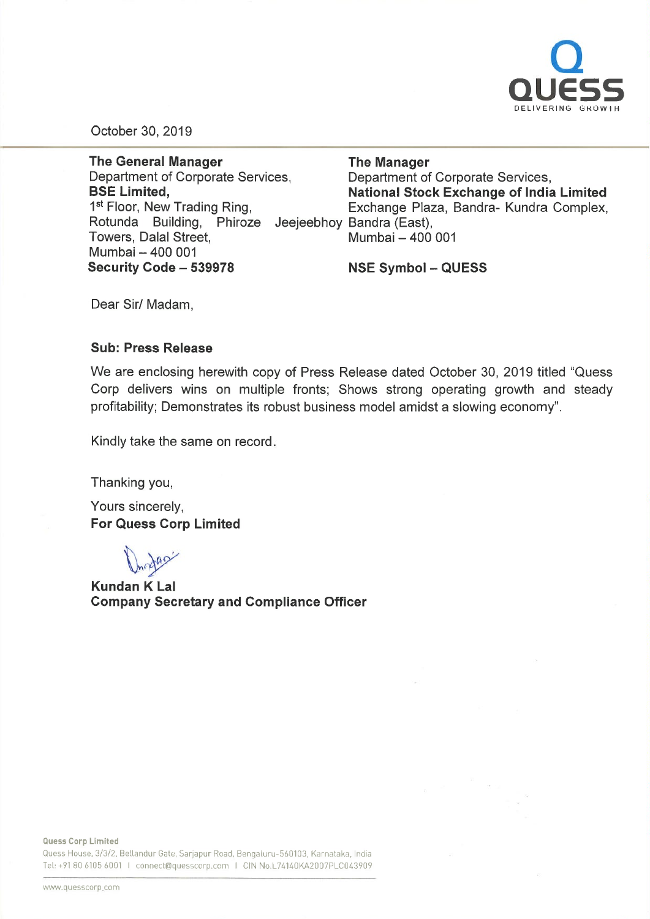October 30, 2019

**The General Manager**
Department of Corporate Services,
**BSE Limited,**
1st Floor, New Trading Ring,
Rotunda Building, Phiroze Jeejeebhoy Towers, Dalal Street,
Mumbai – 400 001
**Security Code – 539978**

**The Manager**
Department of Corporate Services,
**National Stock Exchange of India Limited**
Exchange Plaza, Bandra- Kundra Complex,
Bandra (East),
Mumbai – 400 001

**NSE Symbol – QUESS**

Dear Sir/ Madam,

**Sub: Press Release**

We are enclosing herewith copy of Press Release dated October 30, 2019 titled "Quess Corp delivers wins on multiple fronts; Shows strong operating growth and steady profitability; Demonstrates its robust business model amidst a slowing economy".

Kindly take the same on record.

Thanking you,

Yours sincerely,
**For Quess Corp Limited**

**Kundan K Lal**
**Company Secretary and Compliance Officer**

**Quess Corp Limited**
Quess House, 3/3/2, Bellandur Gate, Sarjapur Road, Bengaluru-560103, Karnataka, India
Tel: +91 80 6105 6001 | connect@quesscorp.com | CIN No.L74140KA2007PLC043909

www.quesscorp.com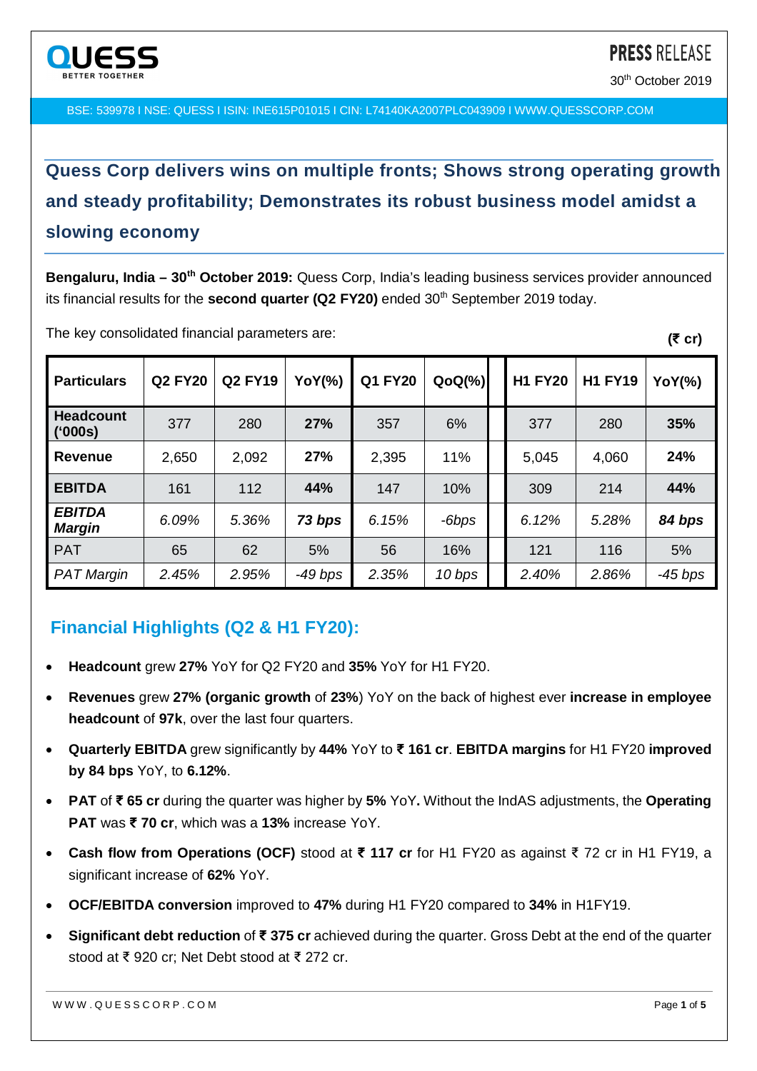**PRESS RELEASE**

30th October 2019

BSE: 539978 I NSE: QUESS I ISIN: INE615P01015 I CIN: L74140KA2007PLC043909 I WWW.QUESSCORP.COM

## Quess Corp delivers wins on multiple fronts; Shows strong operating growth and steady profitability; Demonstrates its robust business model amidst a slowing economy

**Bengaluru, India – 30th October 2019:** Quess Corp, India's leading business services provider announced its financial results for the **second quarter (Q2 FY20)** ended 30th September 2019 today.

The key consolidated financial parameters are:

**(₹ cr)**

| Particulars | Q2 FY20 | Q2 FY19 | YoY(%) | Q1 FY20 | QoQ(%) | | H1 FY20 | H1 FY19 | YoY(%) |
|---|---|---|---|---|---|---|---|---|---|
| **Headcount ('000s)** | 377 | 280 | **27%** | 357 | 6% | | 377 | 280 | **35%** |
| **Revenue** | 2,650 | 2,092 | **27%** | 2,395 | 11% | | 5,045 | 4,060 | **24%** |
| **EBITDA** | 161 | 112 | **44%** | 147 | 10% | | 309 | 214 | **44%** |
| ***EBITDA Margin*** | *6.09%* | *5.36%* | ***73 bps*** | *6.15%* | *-6bps* | | *6.12%* | *5.28%* | ***84 bps*** |
| PAT | 65 | 62 | 5% | 56 | 16% | | 121 | 116 | 5% |
| *PAT Margin* | *2.45%* | *2.95%* | *-49 bps* | *2.35%* | *10 bps* | | *2.40%* | *2.86%* | *-45 bps* |

### Financial Highlights (Q2 & H1 FY20):

- **Headcount** grew **27%** YoY for Q2 FY20 and **35%** YoY for H1 FY20.
- **Revenues** grew **27% (organic growth** of **23%**) YoY on the back of highest ever **increase in employee headcount** of **97k**, over the last four quarters.
- **Quarterly EBITDA** grew significantly by **44%** YoY to **₹ 161 cr**. **EBITDA margins** for H1 FY20 **improved by 84 bps** YoY, to **6.12%**.
- **PAT** of **₹ 65 cr** during the quarter was higher by **5%** YoY**.** Without the IndAS adjustments, the **Operating PAT** was **₹ 70 cr**, which was a **13%** increase YoY.
- **Cash flow from Operations (OCF)** stood at **₹ 117 cr** for H1 FY20 as against ₹ 72 cr in H1 FY19, a significant increase of **62%** YoY.
- **OCF/EBITDA conversion** improved to **47%** during H1 FY20 compared to **34%** in H1FY19.
- **Significant debt reduction** of **₹ 375 cr** achieved during the quarter. Gross Debt at the end of the quarter stood at ₹ 920 cr; Net Debt stood at ₹ 272 cr.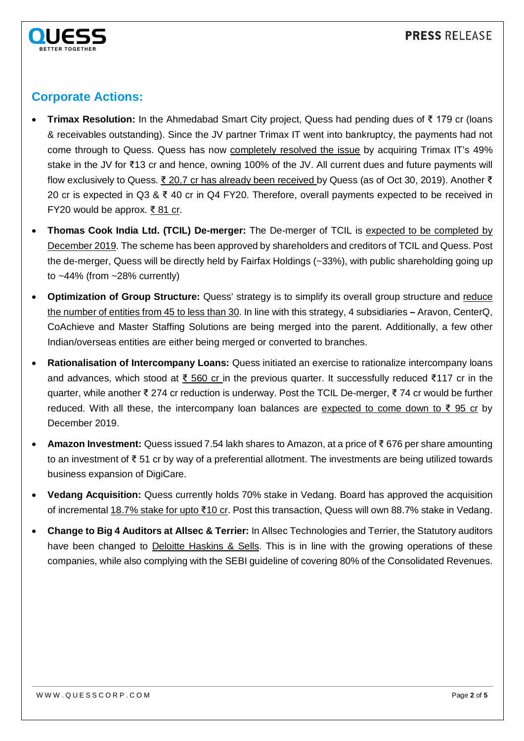## Corporate Actions:

- **Trimax Resolution:** In the Ahmedabad Smart City project, Quess had pending dues of ₹ 179 cr (loans & receivables outstanding). Since the JV partner Trimax IT went into bankruptcy, the payments had not come through to Quess. Quess has now completely resolved the issue by acquiring Trimax IT's 49% stake in the JV for ₹13 cr and hence, owning 100% of the JV. All current dues and future payments will flow exclusively to Quess. ₹ 20.7 cr has already been received by Quess (as of Oct 30, 2019). Another ₹ 20 cr is expected in Q3 & ₹ 40 cr in Q4 FY20. Therefore, overall payments expected to be received in FY20 would be approx. ₹ 81 cr.
- **Thomas Cook India Ltd. (TCIL) De-merger:** The De-merger of TCIL is expected to be completed by December 2019. The scheme has been approved by shareholders and creditors of TCIL and Quess. Post the de-merger, Quess will be directly held by Fairfax Holdings (~33%), with public shareholding going up to ~44% (from ~28% currently)
- **Optimization of Group Structure:** Quess' strategy is to simplify its overall group structure and reduce the number of entities from 45 to less than 30. In line with this strategy, 4 subsidiaries **–** Aravon, CenterQ, CoAchieve and Master Staffing Solutions are being merged into the parent. Additionally, a few other Indian/overseas entities are either being merged or converted to branches.
- **Rationalisation of Intercompany Loans:** Quess initiated an exercise to rationalize intercompany loans and advances, which stood at ₹ 560 cr in the previous quarter. It successfully reduced ₹117 cr in the quarter, while another ₹ 274 cr reduction is underway. Post the TCIL De-merger, ₹ 74 cr would be further reduced. With all these, the intercompany loan balances are expected to come down to ₹ 95 cr by December 2019.
- **Amazon Investment:** Quess issued 7.54 lakh shares to Amazon, at a price of ₹ 676 per share amounting to an investment of ₹ 51 cr by way of a preferential allotment. The investments are being utilized towards business expansion of DigiCare.
- **Vedang Acquisition:** Quess currently holds 70% stake in Vedang. Board has approved the acquisition of incremental 18.7% stake for upto ₹10 cr. Post this transaction, Quess will own 88.7% stake in Vedang.
- **Change to Big 4 Auditors at Allsec & Terrier:** In Allsec Technologies and Terrier, the Statutory auditors have been changed to Deloitte Haskins & Sells. This is in line with the growing operations of these companies, while also complying with the SEBI guideline of covering 80% of the Consolidated Revenues.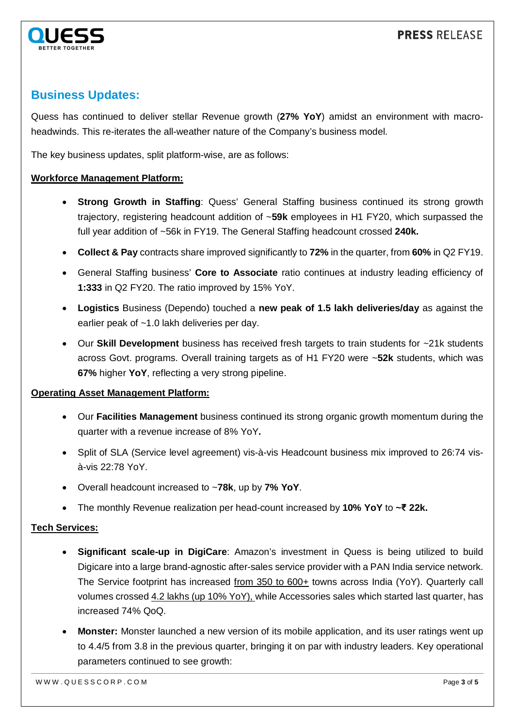## Business Updates:

Quess has continued to deliver stellar Revenue growth (**27% YoY**) amidst an environment with macro-headwinds. This re-iterates the all-weather nature of the Company's business model.

The key business updates, split platform-wise, are as follows:

**Workforce Management Platform:**

- **Strong Growth in Staffing**: Quess' General Staffing business continued its strong growth trajectory, registering headcount addition of ~**59k** employees in H1 FY20, which surpassed the full year addition of ~56k in FY19. The General Staffing headcount crossed **240k.**
- **Collect & Pay** contracts share improved significantly to **72%** in the quarter, from **60%** in Q2 FY19.
- General Staffing business' **Core to Associate** ratio continues at industry leading efficiency of **1:333** in Q2 FY20. The ratio improved by 15% YoY.
- **Logistics** Business (Dependo) touched a **new peak of 1.5 lakh deliveries/day** as against the earlier peak of ~1.0 lakh deliveries per day.
- Our **Skill Development** business has received fresh targets to train students for ~21k students across Govt. programs. Overall training targets as of H1 FY20 were ~**52k** students, which was **67%** higher **YoY**, reflecting a very strong pipeline.

**Operating Asset Management Platform:**

- Our **Facilities Management** business continued its strong organic growth momentum during the quarter with a revenue increase of 8% YoY**.**
- Split of SLA (Service level agreement) vis-à-vis Headcount business mix improved to 26:74 vis-à-vis 22:78 YoY.
- Overall headcount increased to ~**78k**, up by **7% YoY**.
- The monthly Revenue realization per head-count increased by **10% YoY** to **~₹ 22k.**

**Tech Services:**

- **Significant scale-up in DigiCare**: Amazon's investment in Quess is being utilized to build Digicare into a large brand-agnostic after-sales service provider with a PAN India service network. The Service footprint has increased from 350 to 600+ towns across India (YoY). Quarterly call volumes crossed 4.2 lakhs (up 10% YoY), while Accessories sales which started last quarter, has increased 74% QoQ.
- **Monster:** Monster launched a new version of its mobile application, and its user ratings went up to 4.4/5 from 3.8 in the previous quarter, bringing it on par with industry leaders. Key operational parameters continued to see growth: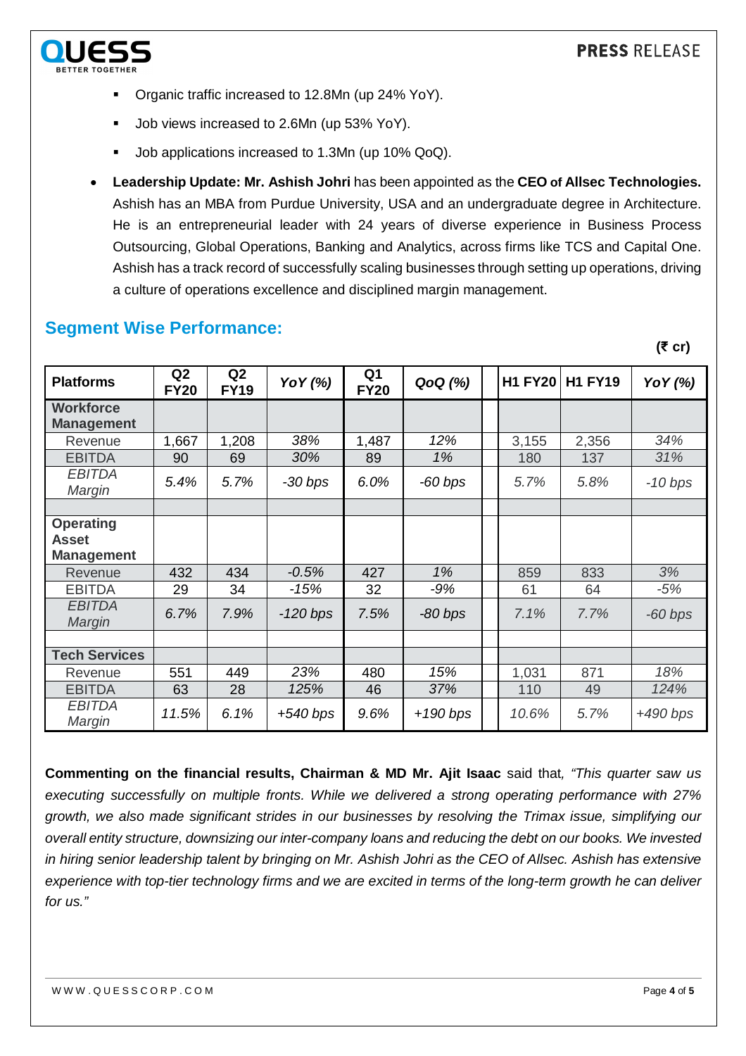- Organic traffic increased to 12.8Mn (up 24% YoY).
  - Job views increased to 2.6Mn (up 53% YoY).
  - Job applications increased to 1.3Mn (up 10% QoQ).

- **Leadership Update: Mr. Ashish Johri** has been appointed as the **CEO of Allsec Technologies.** Ashish has an MBA from Purdue University, USA and an undergraduate degree in Architecture. He is an entrepreneurial leader with 24 years of diverse experience in Business Process Outsourcing, Global Operations, Banking and Analytics, across firms like TCS and Capital One. Ashish has a track record of successfully scaling businesses through setting up operations, driving a culture of operations excellence and disciplined margin management.

## Segment Wise Performance:

**(₹ cr)**

| Platforms | Q2 FY20 | Q2 FY19 | *YoY (%)* | Q1 FY20 | *QoQ (%)* | | H1 FY20 | H1 FY19 | *YoY (%)* |
|---|---|---|---|---|---|---|---|---|---|
| **Workforce Management** | | | | | | | | | |
| Revenue | 1,667 | 1,208 | *38%* | 1,487 | *12%* | | 3,155 | 2,356 | *34%* |
| EBITDA | 90 | 69 | *30%* | 89 | *1%* | | 180 | 137 | *31%* |
| *EBITDA Margin* | *5.4%* | *5.7%* | *-30 bps* | *6.0%* | *-60 bps* | | *5.7%* | *5.8%* | *-10 bps* |
| | | | | | | | | | |
| **Operating Asset Management** | | | | | | | | | |
| Revenue | 432 | 434 | *-0.5%* | 427 | *1%* | | 859 | 833 | *3%* |
| EBITDA | 29 | 34 | *-15%* | 32 | *-9%* | | 61 | 64 | *-5%* |
| *EBITDA Margin* | *6.7%* | *7.9%* | *-120 bps* | *7.5%* | *-80 bps* | | *7.1%* | *7.7%* | *-60 bps* |
| | | | | | | | | | |
| **Tech Services** | | | | | | | | | |
| Revenue | 551 | 449 | *23%* | 480 | *15%* | | 1,031 | 871 | *18%* |
| EBITDA | 63 | 28 | *125%* | 46 | *37%* | | 110 | 49 | *124%* |
| *EBITDA Margin* | *11.5%* | *6.1%* | *+540 bps* | *9.6%* | *+190 bps* | | *10.6%* | *5.7%* | *+490 bps* |

**Commenting on the financial results, Chairman & MD Mr. Ajit Isaac** said that, *"This quarter saw us executing successfully on multiple fronts. While we delivered a strong operating performance with 27% growth, we also made significant strides in our businesses by resolving the Trimax issue, simplifying our overall entity structure, downsizing our inter-company loans and reducing the debt on our books. We invested in hiring senior leadership talent by bringing on Mr. Ashish Johri as the CEO of Allsec. Ashish has extensive experience with top-tier technology firms and we are excited in terms of the long-term growth he can deliver for us."*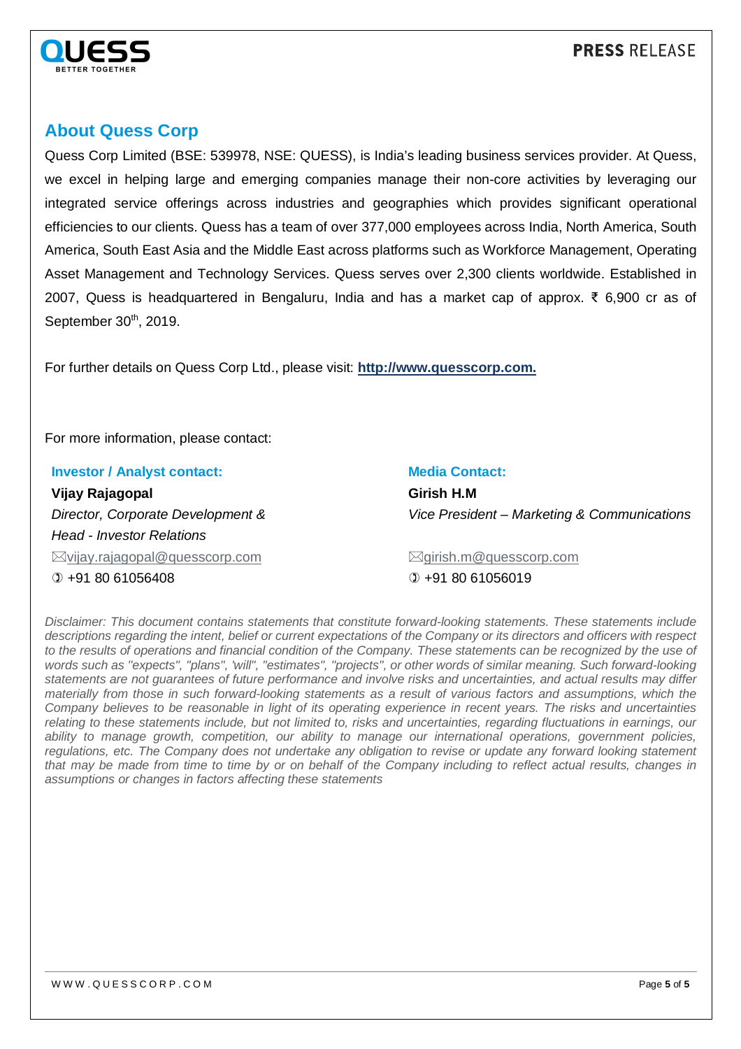## About Quess Corp

Quess Corp Limited (BSE: 539978, NSE: QUESS), is India's leading business services provider. At Quess, we excel in helping large and emerging companies manage their non-core activities by leveraging our integrated service offerings across industries and geographies which provides significant operational efficiencies to our clients. Quess has a team of over 377,000 employees across India, North America, South America, South East Asia and the Middle East across platforms such as Workforce Management, Operating Asset Management and Technology Services. Quess serves over 2,300 clients worldwide. Established in 2007, Quess is headquartered in Bengaluru, India and has a market cap of approx. ₹ 6,900 cr as of September 30th, 2019.

For further details on Quess Corp Ltd., please visit: **http://www.quesscorp.com.**

For more information, please contact:

**Investor / Analyst contact:**

**Vijay Rajagopal**

*Director, Corporate Development & Head - Investor Relations*

vijay.rajagopal@quesscorp.com

+91 80 61056408

**Media Contact:**

**Girish H.M**

*Vice President – Marketing & Communications*

girish.m@quesscorp.com

+91 80 61056019

*Disclaimer: This document contains statements that constitute forward-looking statements. These statements include descriptions regarding the intent, belief or current expectations of the Company or its directors and officers with respect to the results of operations and financial condition of the Company. These statements can be recognized by the use of words such as "expects", "plans", 'will", "estimates", "projects", or other words of similar meaning. Such forward-looking statements are not guarantees of future performance and involve risks and uncertainties, and actual results may differ materially from those in such forward-looking statements as a result of various factors and assumptions, which the Company believes to be reasonable in light of its operating experience in recent years. The risks and uncertainties relating to these statements include, but not limited to, risks and uncertainties, regarding fluctuations in earnings, our ability to manage growth, competition, our ability to manage our international operations, government policies, regulations, etc. The Company does not undertake any obligation to revise or update any forward looking statement that may be made from time to time by or on behalf of the Company including to reflect actual results, changes in assumptions or changes in factors affecting these statements*